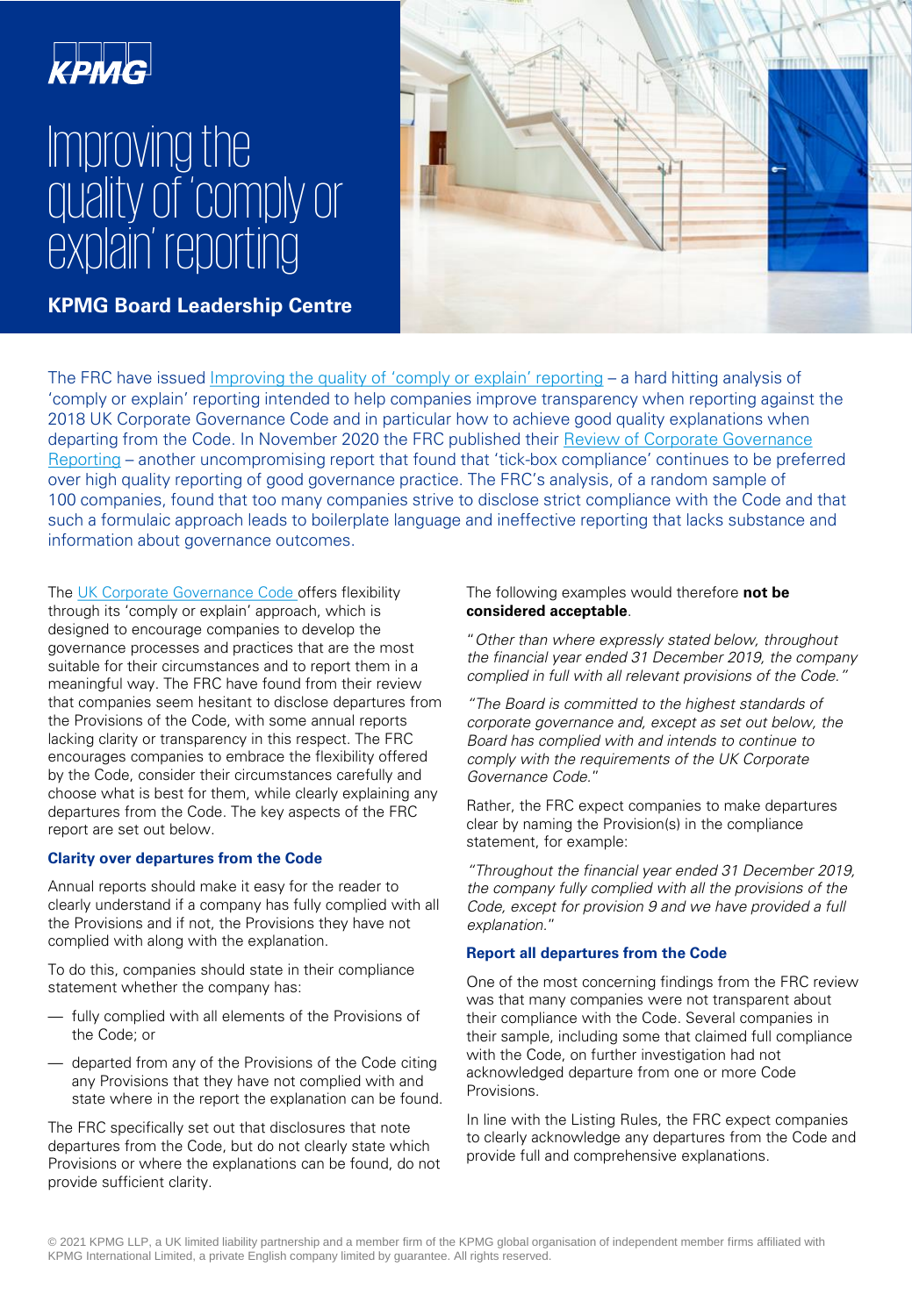# Improving the quality of 'comply or explain' reporting

**KPMG Board Leadership Centre**

The FRC have issued Improving the quality of 'comply or explain' reporting – a hard hitting analysis of 'comply or explain' reporting intended to help companies improve transparency when reporting against the 2018 UK Corporate Governance Code and in particular how to achieve good quality explanations when departing from the Code. In November 2020 the FRC published their Review of Corporate Governance Reporting – another uncompromising report that found that 'tick-box compliance' continues to be preferred over high quality reporting of good governance practice. The FRC's analysis, of a random sample of 100 companies, found that too many companies strive to disclose strict compliance with the Code and that such a formulaic approach leads to boilerplate language and ineffective reporting that lacks substance and information about governance outcomes.

The UK Corporate Governance Code offers flexibility through its 'comply or explain' approach, which is designed to encourage companies to develop the governance processes and practices that are the most suitable for their circumstances and to report them in a meaningful way. The FRC have found from their review that companies seem hesitant to disclose departures from the Provisions of the Code, with some annual reports lacking clarity or transparency in this respect. The FRC encourages companies to embrace the flexibility offered by the Code, consider their circumstances carefully and choose what is best for them, while clearly explaining any departures from the Code. The key aspects of the FRC report are set out below.

### Clarity over departures from the Code

Annual reports should make it easy for the reader to clearly understand if a company has fully complied with all the Provisions and if not, the Provisions they have not complied with along with the explanation.

To do this, companies should state in their compliance statement whether the company has:

- fully complied with all elements of the Provisions of the Code; or
- departed from any of the Provisions of the Code citing any Provisions that they have not complied with and state where in the report the explanation can be found.

The FRC specifically set out that disclosures that note departures from the Code, but do not clearly state which Provisions or where the explanations can be found, do not provide sufficient clarity.

The following examples would therefore **not be considered acceptable**.

*"Other than where expressly stated below, throughout the financial year ended 31 December 2019, the company complied in full with all relevant provisions of the Code."*

*"The Board is committed to the highest standards of corporate governance and, except as set out below, the Board has complied with and intends to continue to comply with the requirements of the UK Corporate Governance Code."*

Rather, the FRC expect companies to make departures clear by naming the Provision(s) in the compliance statement, for example:

*"Throughout the financial year ended 31 December 2019, the company fully complied with all the provisions of the Code, except for provision 9 and we have provided a full explanation."*

### Report all departures from the Code

One of the most concerning findings from the FRC review was that many companies were not transparent about their compliance with the Code. Several companies in their sample, including some that claimed full compliance with the Code, on further investigation had not acknowledged departure from one or more Code Provisions.

In line with the Listing Rules, the FRC expect companies to clearly acknowledge any departures from the Code and provide full and comprehensive explanations.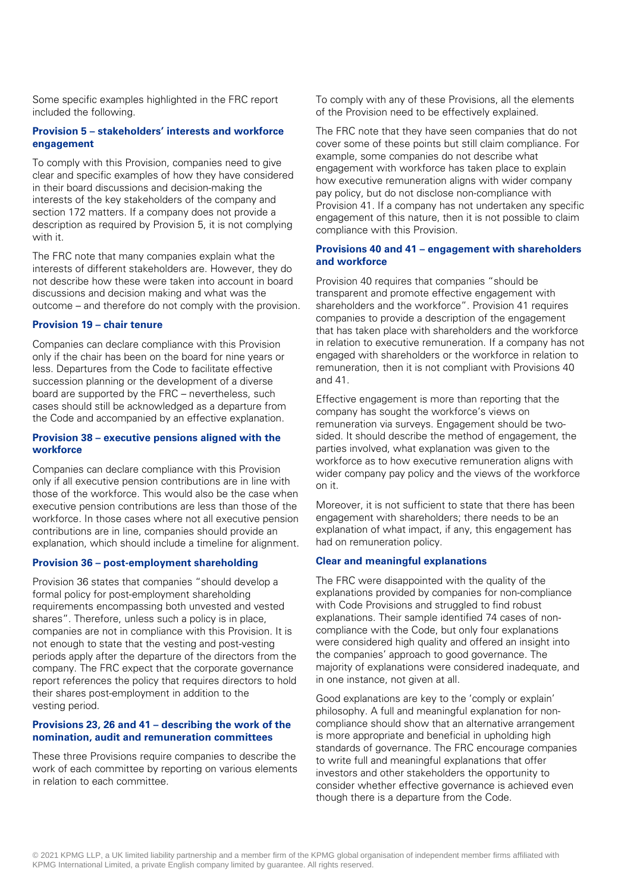Some specific examples highlighted in the FRC report included the following.

### Provision 5 – stakeholders' interests and workforce engagement

To comply with this Provision, companies need to give clear and specific examples of how they have considered in their board discussions and decision-making the interests of the key stakeholders of the company and section 172 matters. If a company does not provide a description as required by Provision 5, it is not complying with it.

The FRC note that many companies explain what the interests of different stakeholders are. However, they do not describe how these were taken into account in board discussions and decision making and what was the outcome – and therefore do not comply with the provision.

### Provision 19 – chair tenure

Companies can declare compliance with this Provision only if the chair has been on the board for nine years or less. Departures from the Code to facilitate effective succession planning or the development of a diverse board are supported by the FRC – nevertheless, such cases should still be acknowledged as a departure from the Code and accompanied by an effective explanation.

### Provision 38 – executive pensions aligned with the workforce

Companies can declare compliance with this Provision only if all executive pension contributions are in line with those of the workforce. This would also be the case when executive pension contributions are less than those of the workforce. In those cases where not all executive pension contributions are in line, companies should provide an explanation, which should include a timeline for alignment.

### Provision 36 – post-employment shareholding

Provision 36 states that companies "should develop a formal policy for post-employment shareholding requirements encompassing both unvested and vested shares". Therefore, unless such a policy is in place, companies are not in compliance with this Provision. It is not enough to state that the vesting and post-vesting periods apply after the departure of the directors from the company. The FRC expect that the corporate governance report references the policy that requires directors to hold their shares post-employment in addition to the vesting period.

### Provisions 23, 26 and 41 – describing the work of the nomination, audit and remuneration committees

These three Provisions require companies to describe the work of each committee by reporting on various elements in relation to each committee.

To comply with any of these Provisions, all the elements of the Provision need to be effectively explained.

The FRC note that they have seen companies that do not cover some of these points but still claim compliance. For example, some companies do not describe what engagement with workforce has taken place to explain how executive remuneration aligns with wider company pay policy, but do not disclose non-compliance with Provision 41. If a company has not undertaken any specific engagement of this nature, then it is not possible to claim compliance with this Provision.

### Provisions 40 and 41 – engagement with shareholders and workforce

Provision 40 requires that companies "should be transparent and promote effective engagement with shareholders and the workforce". Provision 41 requires companies to provide a description of the engagement that has taken place with shareholders and the workforce in relation to executive remuneration. If a company has not engaged with shareholders or the workforce in relation to remuneration, then it is not compliant with Provisions 40 and 41.

Effective engagement is more than reporting that the company has sought the workforce's views on remuneration via surveys. Engagement should be two-sided. It should describe the method of engagement, the parties involved, what explanation was given to the workforce as to how executive remuneration aligns with wider company pay policy and the views of the workforce on it.

Moreover, it is not sufficient to state that there has been engagement with shareholders; there needs to be an explanation of what impact, if any, this engagement has had on remuneration policy.

### Clear and meaningful explanations

The FRC were disappointed with the quality of the explanations provided by companies for non-compliance with Code Provisions and struggled to find robust explanations. Their sample identified 74 cases of non-compliance with the Code, but only four explanations were considered high quality and offered an insight into the companies' approach to good governance. The majority of explanations were considered inadequate, and in one instance, not given at all.

Good explanations are key to the 'comply or explain' philosophy. A full and meaningful explanation for non-compliance should show that an alternative arrangement is more appropriate and beneficial in upholding high standards of governance. The FRC encourage companies to write full and meaningful explanations that offer investors and other stakeholders the opportunity to consider whether effective governance is achieved even though there is a departure from the Code.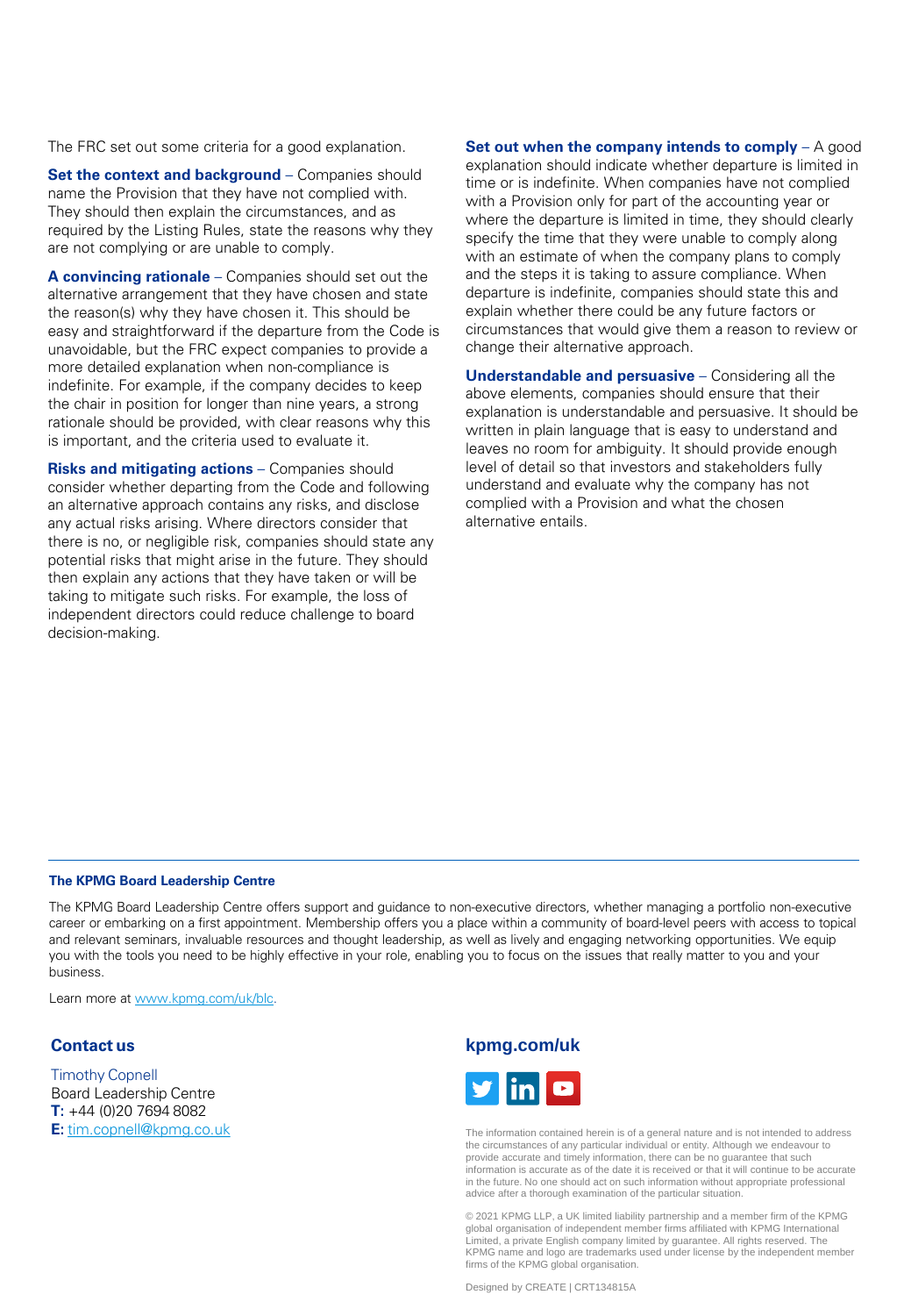The FRC set out some criteria for a good explanation.

**Set the context and background** – Companies should name the Provision that they have not complied with. They should then explain the circumstances, and as required by the Listing Rules, state the reasons why they are not complying or are unable to comply.

**A convincing rationale** – Companies should set out the alternative arrangement that they have chosen and state the reason(s) why they have chosen it. This should be easy and straightforward if the departure from the Code is unavoidable, but the FRC expect companies to provide a more detailed explanation when non-compliance is indefinite. For example, if the company decides to keep the chair in position for longer than nine years, a strong rationale should be provided, with clear reasons why this is important, and the criteria used to evaluate it.

**Risks and mitigating actions** – Companies should consider whether departing from the Code and following an alternative approach contains any risks, and disclose any actual risks arising. Where directors consider that there is no, or negligible risk, companies should state any potential risks that might arise in the future. They should then explain any actions that they have taken or will be taking to mitigate such risks. For example, the loss of independent directors could reduce challenge to board decision-making.

**Set out when the company intends to comply** – A good explanation should indicate whether departure is limited in time or is indefinite. When companies have not complied with a Provision only for part of the accounting year or where the departure is limited in time, they should clearly specify the time that they were unable to comply along with an estimate of when the company plans to comply and the steps it is taking to assure compliance. When departure is indefinite, companies should state this and explain whether there could be any future factors or circumstances that would give them a reason to review or change their alternative approach.

**Understandable and persuasive** – Considering all the above elements, companies should ensure that their explanation is understandable and persuasive. It should be written in plain language that is easy to understand and leaves no room for ambiguity. It should provide enough level of detail so that investors and stakeholders fully understand and evaluate why the company has not complied with a Provision and what the chosen alternative entails.

---

**The KPMG Board Leadership Centre**

The KPMG Board Leadership Centre offers support and guidance to non-executive directors, whether managing a portfolio non-executive career or embarking on a first appointment. Membership offers you a place within a community of board-level peers with access to topical and relevant seminars, invaluable resources and thought leadership, as well as lively and engaging networking opportunities. We equip you with the tools you need to be highly effective in your role, enabling you to focus on the issues that really matter to you and your business.

Learn more at www.kpmg.com/uk/blc.

## Contact us

Timothy Copnell
Board Leadership Centre
**T:** +44 (0)20 7694 8082
**E:** tim.copnell@kpmg.co.uk

## kpmg.com/uk

The information contained herein is of a general nature and is not intended to address the circumstances of any particular individual or entity. Although we endeavour to provide accurate and timely information, there can be no guarantee that such information is accurate as of the date it is received or that it will continue to be accurate in the future. No one should act on such information without appropriate professional advice after a thorough examination of the particular situation.

© 2021 KPMG LLP, a UK limited liability partnership and a member firm of the KPMG global organisation of independent member firms affiliated with KPMG International Limited, a private English company limited by guarantee. All rights reserved. The KPMG name and logo are trademarks used under license by the independent member firms of the KPMG global organisation.

Designed by CREATE | CRT134815A